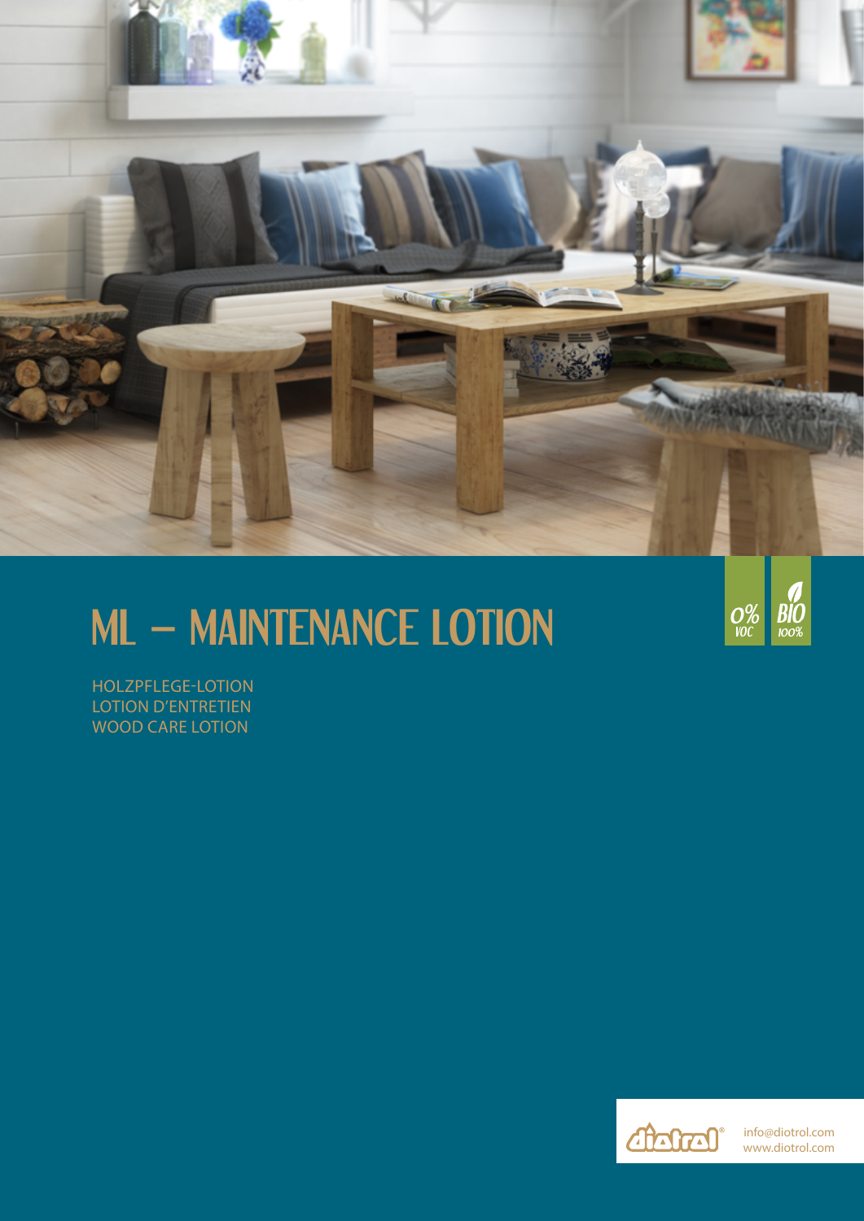# ML – MAINTENANCE LOTION

0% VOC

BIO 100%

HOLZPFLEGE-LOTION
LOTION D'ENTRETIEN
WOOD CARE LOTION

diotrol®

info@diotrol.com
www.diotrol.com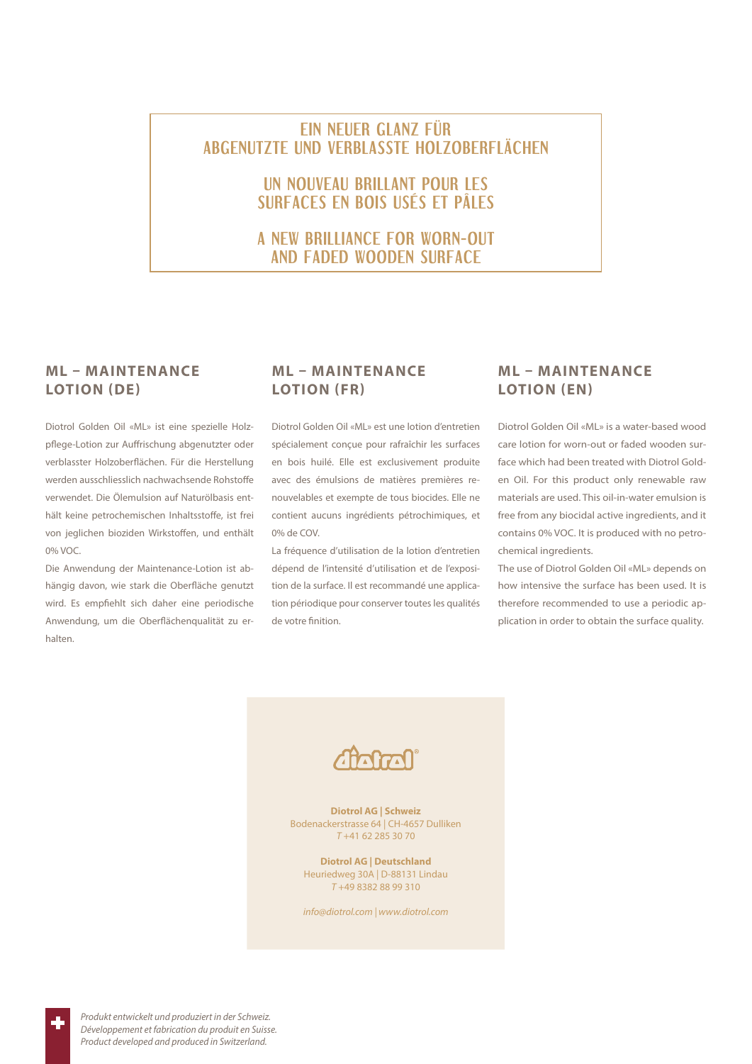## EIN NEUER GLANZ FÜR ABGENUTZTE UND VERBLASSTE HOLZOBERFLÄCHEN

## UN NOUVEAU BRILLANT POUR LES SURFACES EN BOIS USÉS ET PÂLES

## A NEW BRILLIANCE FOR WORN-OUT AND FADED WOODEN SURFACE

### ML – MAINTENANCE LOTION (DE)

Diotrol Golden Oil «ML» ist eine spezielle Holzpflege-Lotion zur Auffrischung abgenutzter oder verblasster Holzoberflächen. Für die Herstellung werden ausschliesslich nachwachsende Rohstoffe verwendet. Die Ölemulsion auf Naturölbasis enthält keine petrochemischen Inhaltsstoffe, ist frei von jeglichen bioziden Wirkstoffen, und enthält 0% VOC.

Die Anwendung der Maintenance-Lotion ist abhängig davon, wie stark die Oberfläche genutzt wird. Es empfiehlt sich daher eine periodische Anwendung, um die Oberflächenqualität zu erhalten.

### ML – MAINTENANCE LOTION (FR)

Diotrol Golden Oil «ML» est une lotion d'entretien spécialement conçue pour rafraîchir les surfaces en bois huilé. Elle est exclusivement produite avec des émulsions de matières premières renouvelables et exempte de tous biocides. Elle ne contient aucuns ingrédients pétrochimiques, et 0% de COV.

La fréquence d'utilisation de la lotion d'entretien dépend de l'intensité d'utilisation et de l'exposition de la surface. Il est recommandé une application périodique pour conserver toutes les qualités de votre finition.

### ML – MAINTENANCE LOTION (EN)

Diotrol Golden Oil «ML» is a water-based wood care lotion for worn-out or faded wooden surface which had been treated with Diotrol Golden Oil. For this product only renewable raw materials are used. This oil-in-water emulsion is free from any biocidal active ingredients, and it contains 0% VOC. It is produced with no petrochemical ingredients.

The use of Diotrol Golden Oil «ML» depends on how intensive the surface has been used. It is therefore recommended to use a periodic application in order to obtain the surface quality.

diotrol®

**Diotrol AG | Schweiz**
Bodenackerstrasse 64 | CH-4657 Dulliken
*T* +41 62 285 30 70

**Diotrol AG | Deutschland**
Heuriedweg 30A | D-88131 Lindau
*T* +49 8382 88 99 310

*info@diotrol.com | www.diotrol.com*

*Produkt entwickelt und produziert in der Schweiz.*
*Développement et fabrication du produit en Suisse.*
*Product developed and produced in Switzerland.*